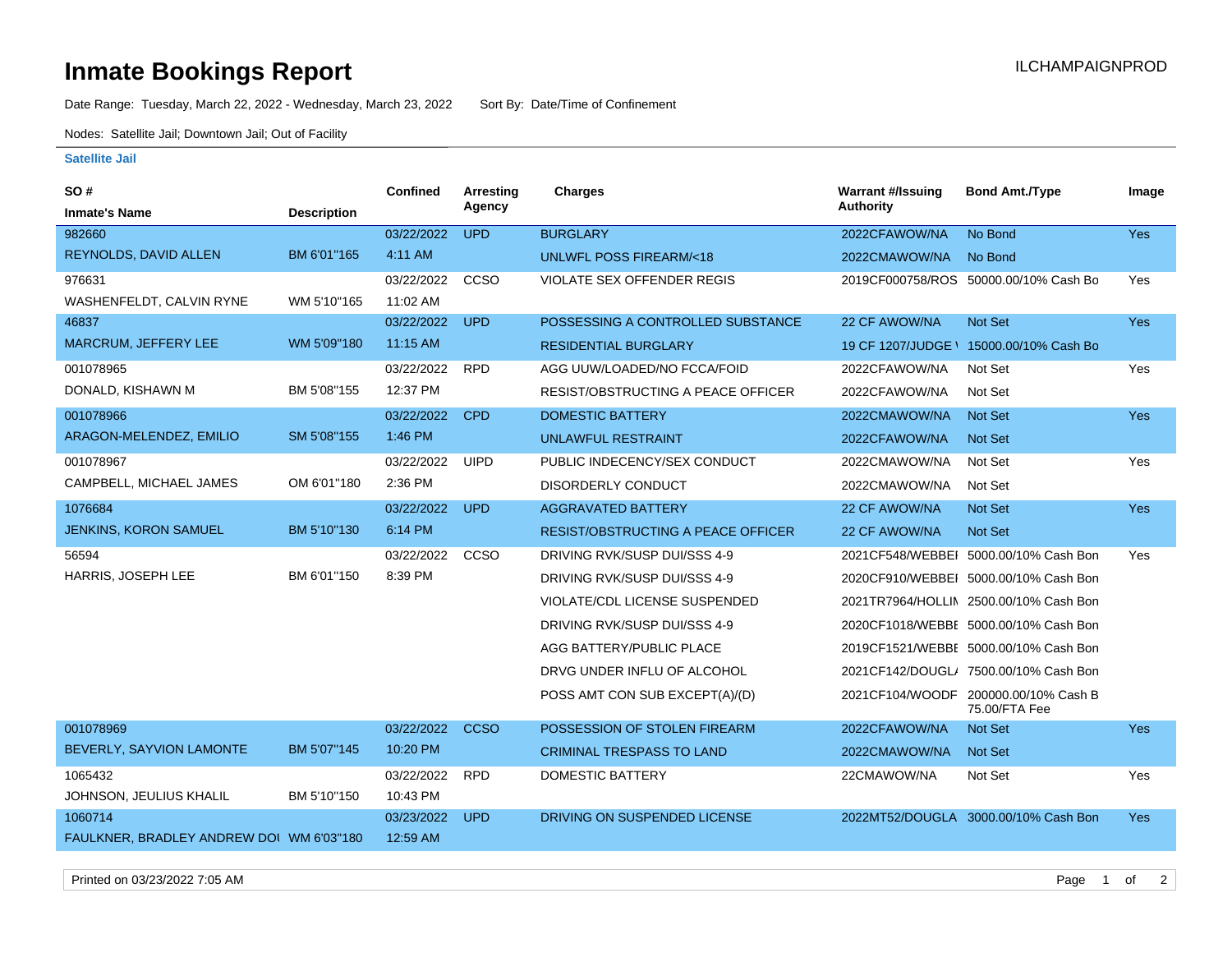# Inmate Bookings Report

ILCHAMPAIGNPROD

Date Range: Tuesday, March 22, 2022 - Wednesday, March 23, 2022     Sort By: Date/Time of Confinement

Nodes: Satellite Jail; Downtown Jail; Out of Facility

### Satellite Jail

| SO # / Inmate's Name | Description | Confined | Arresting Agency | Charges | Warrant #/Issuing Authority | Bond Amt./Type | Image |
|---|---|---|---|---|---|---|---|
| 982660 | | 03/22/2022 | UPD | BURGLARY | 2022CFAWOW/NA | No Bond | Yes |
| REYNOLDS, DAVID ALLEN | BM 6'01"165 | 4:11 AM | | UNLWFL POSS FIREARM/<18 | 2022CMAWOW/NA | No Bond | |
| 976631 | | 03/22/2022 | CCSO | VIOLATE SEX OFFENDER REGIS | 2019CF000758/ROS | 50000.00/10% Cash Bo | Yes |
| WASHENFELDT, CALVIN RYNE | WM 5'10"165 | 11:02 AM | | | | | |
| 46837 | | 03/22/2022 | UPD | POSSESSING A CONTROLLED SUBSTANCE | 22 CF AWOW/NA | Not Set | Yes |
| MARCRUM, JEFFERY LEE | WM 5'09"180 | 11:15 AM | | RESIDENTIAL BURGLARY | 19 CF 1207/JUDGE \ | 15000.00/10% Cash Bo | |
| 001078965 | | 03/22/2022 | RPD | AGG UUW/LOADED/NO FCCA/FOID | 2022CFAWOW/NA | Not Set | Yes |
| DONALD, KISHAWN M | BM 5'08"155 | 12:37 PM | | RESIST/OBSTRUCTING A PEACE OFFICER | 2022CFAWOW/NA | Not Set | |
| 001078966 | | 03/22/2022 | CPD | DOMESTIC BATTERY | 2022CMAWOW/NA | Not Set | Yes |
| ARAGON-MELENDEZ, EMILIO | SM 5'08"155 | 1:46 PM | | UNLAWFUL RESTRAINT | 2022CFAWOW/NA | Not Set | |
| 001078967 | | 03/22/2022 | UIPD | PUBLIC INDECENCY/SEX CONDUCT | 2022CMAWOW/NA | Not Set | Yes |
| CAMPBELL, MICHAEL JAMES | OM 6'01"180 | 2:36 PM | | DISORDERLY CONDUCT | 2022CMAWOW/NA | Not Set | |
| 1076684 | | 03/22/2022 | UPD | AGGRAVATED BATTERY | 22 CF AWOW/NA | Not Set | Yes |
| JENKINS, KORON SAMUEL | BM 5'10"130 | 6:14 PM | | RESIST/OBSTRUCTING A PEACE OFFICER | 22 CF AWOW/NA | Not Set | |
| 56594 | | 03/22/2022 | CCSO | DRIVING RVK/SUSP DUI/SSS 4-9 | 2021CF548/WEBBEI | 5000.00/10% Cash Bon | Yes |
| HARRIS, JOSEPH LEE | BM 6'01"150 | 8:39 PM | | DRIVING RVK/SUSP DUI/SSS 4-9 | 2020CF910/WEBBEI | 5000.00/10% Cash Bon | |
| | | | | VIOLATE/CDL LICENSE SUSPENDED | 2021TR7964/HOLLIN | 2500.00/10% Cash Bon | |
| | | | | DRIVING RVK/SUSP DUI/SSS 4-9 | 2020CF1018/WEBBE | 5000.00/10% Cash Bon | |
| | | | | AGG BATTERY/PUBLIC PLACE | 2019CF1521/WEBBE | 5000.00/10% Cash Bon | |
| | | | | DRVG UNDER INFLU OF ALCOHOL | 2021CF142/DOUGL/ | 7500.00/10% Cash Bon | |
| | | | | POSS AMT CON SUB EXCEPT(A)/(D) | 2021CF104/WOODF | 200000.00/10% Cash B 75.00/FTA Fee | |
| 001078969 | | 03/22/2022 | CCSO | POSSESSION OF STOLEN FIREARM | 2022CFAWOW/NA | Not Set | Yes |
| BEVERLY, SAYVION LAMONTE | BM 5'07"145 | 10:20 PM | | CRIMINAL TRESPASS TO LAND | 2022CMAWOW/NA | Not Set | |
| 1065432 | | 03/22/2022 | RPD | DOMESTIC BATTERY | 22CMAWOW/NA | Not Set | Yes |
| JOHNSON, JEULIUS KHALIL | BM 5'10"150 | 10:43 PM | | | | | |
| 1060714 | | 03/23/2022 | UPD | DRIVING ON SUSPENDED LICENSE | 2022MT52/DOUGLA | 3000.00/10% Cash Bon | Yes |
| FAULKNER, BRADLEY ANDREW DOI | WM 6'03"180 | 12:59 AM | | | | | |

Printed on 03/23/2022 7:05 AM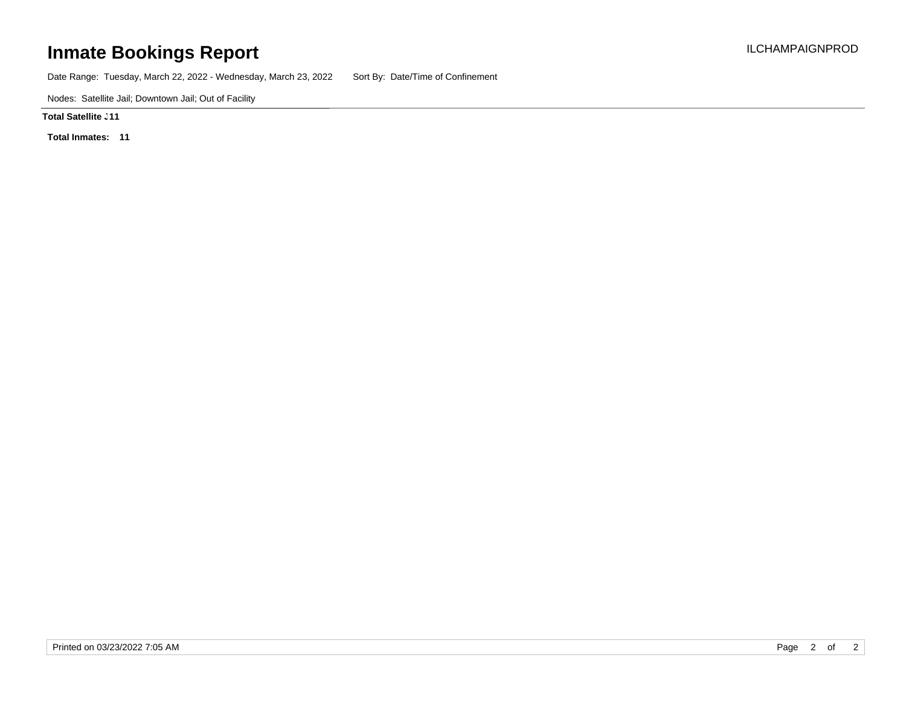# Inmate Bookings Report

ILCHAMPAIGNPROD

Date Range: Tuesday, March 22, 2022 - Wednesday, March 23, 2022    Sort By: Date/Time of Confinement

Nodes: Satellite Jail; Downtown Jail; Out of Facility

**Total Satellite J11**

**Total Inmates: 11**

Printed on 03/23/2022 7:05 AM